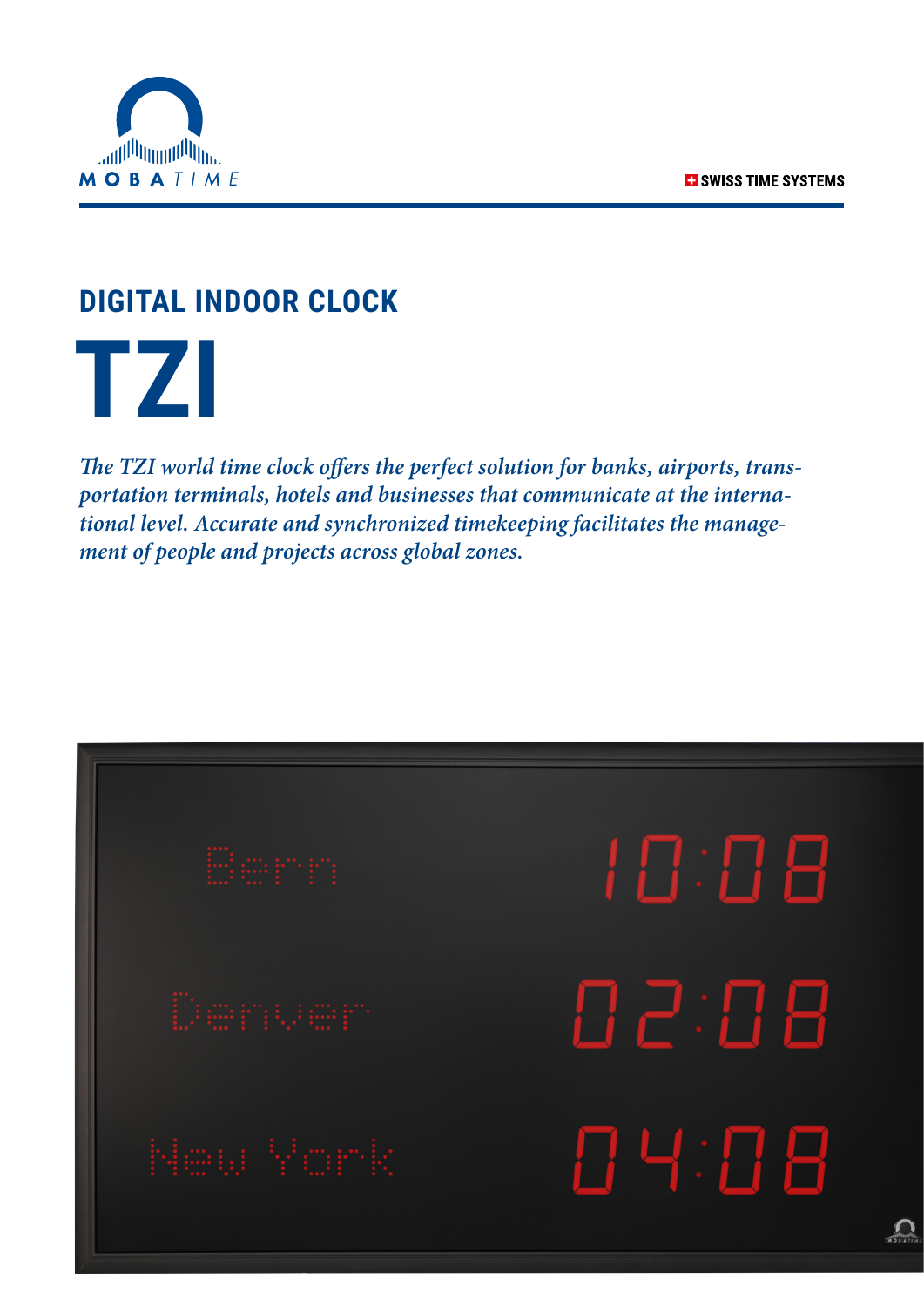SWISS TIME SYSTEMS

## DIGITAL INDOOR CLOCK

# TZI

*The TZI world time clock offers the perfect solution for banks, airports, transportation terminals, hotels and businesses that communicate at the international level. Accurate and synchronized timekeeping facilitates the management of people and projects across global zones.*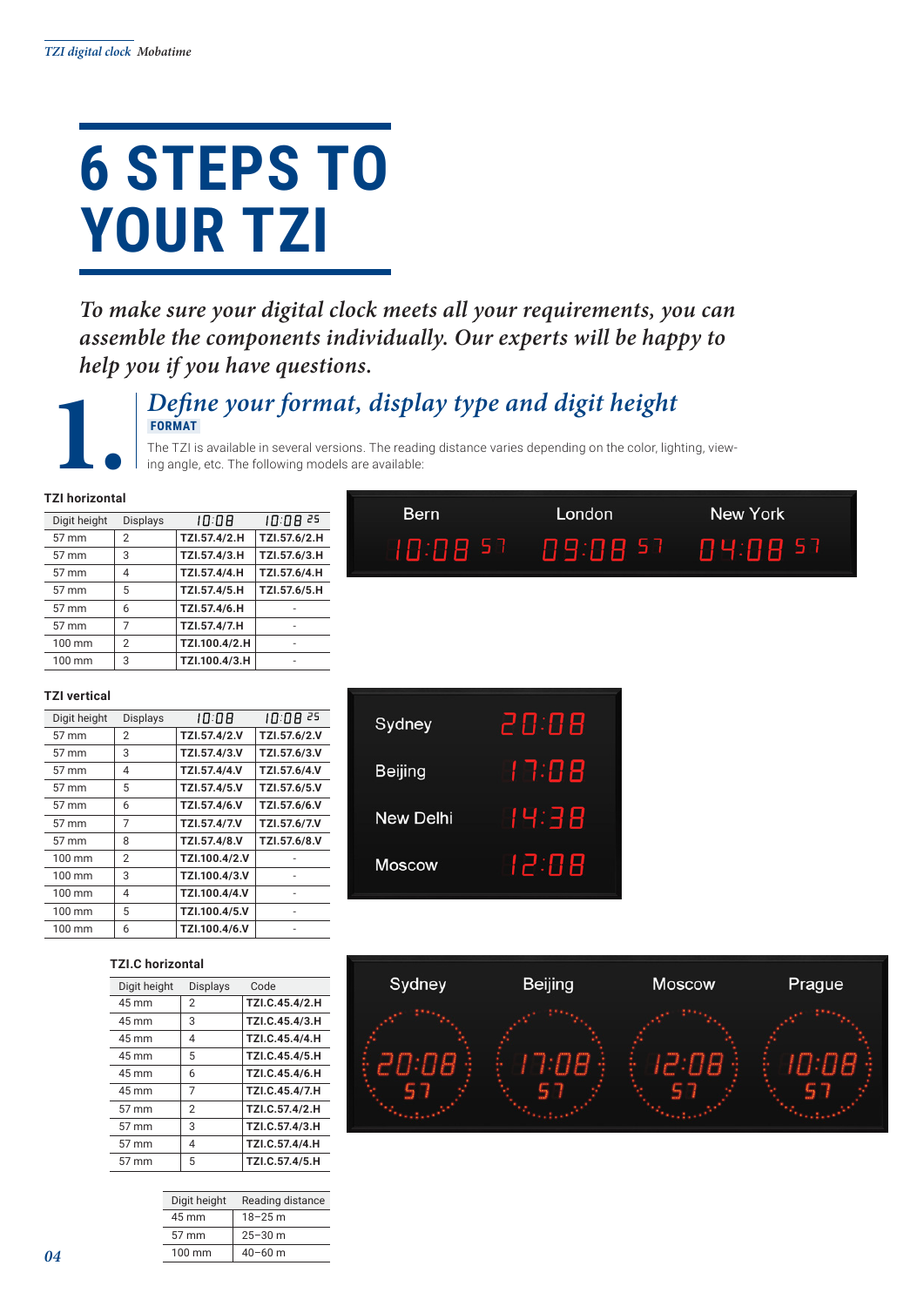# 6 STEPS TO YOUR TZI

*To make sure your digital clock meets all your requirements, you can assemble the components individually. Our experts will be happy to help you if you have questions.*

## 1. *Define your format, display type and digit height*

**FORMAT**

The TZI is available in several versions. The reading distance varies depending on the color, lighting, viewing angle, etc. The following models are available:

**TZI horizontal**

| Digit height | Displays | 10:08 | 10:08 25 |
|---|---|---|---|
| 57 mm | 2 | **TZI.57.4/2.H** | **TZI.57.6/2.H** |
| 57 mm | 3 | **TZI.57.4/3.H** | **TZI.57.6/3.H** |
| 57 mm | 4 | **TZI.57.4/4.H** | **TZI.57.6/4.H** |
| 57 mm | 5 | **TZI.57.4/5.H** | **TZI.57.6/5.H** |
| 57 mm | 6 | **TZI.57.4/6.H** | - |
| 57 mm | 7 | **TZI.57.4/7.H** | - |
| 100 mm | 2 | **TZI.100.4/2.H** | - |
| 100 mm | 3 | **TZI.100.4/3.H** | - |

**TZI vertical**

| Digit height | Displays | 10:08 | 10:08 25 |
|---|---|---|---|
| 57 mm | 2 | **TZI.57.4/2.V** | **TZI.57.6/2.V** |
| 57 mm | 3 | **TZI.57.4/3.V** | **TZI.57.6/3.V** |
| 57 mm | 4 | **TZI.57.4/4.V** | **TZI.57.6/4.V** |
| 57 mm | 5 | **TZI.57.4/5.V** | **TZI.57.6/5.V** |
| 57 mm | 6 | **TZI.57.4/6.V** | **TZI.57.6/6.V** |
| 57 mm | 7 | **TZI.57.4/7.V** | **TZI.57.6/7.V** |
| 57 mm | 8 | **TZI.57.4/8.V** | **TZI.57.6/8.V** |
| 100 mm | 2 | **TZI.100.4/2.V** | - |
| 100 mm | 3 | **TZI.100.4/3.V** | - |
| 100 mm | 4 | **TZI.100.4/4.V** | - |
| 100 mm | 5 | **TZI.100.4/5.V** | - |
| 100 mm | 6 | **TZI.100.4/6.V** | - |

**TZI.C horizontal**

| Digit height | Displays | Code |
|---|---|---|
| 45 mm | 2 | **TZI.C.45.4/2.H** |
| 45 mm | 3 | **TZI.C.45.4/3.H** |
| 45 mm | 4 | **TZI.C.45.4/4.H** |
| 45 mm | 5 | **TZI.C.45.4/5.H** |
| 45 mm | 6 | **TZI.C.45.4/6.H** |
| 45 mm | 7 | **TZI.C.45.4/7.H** |
| 57 mm | 2 | **TZI.C.57.4/2.H** |
| 57 mm | 3 | **TZI.C.57.4/3.H** |
| 57 mm | 4 | **TZI.C.57.4/4.H** |
| 57 mm | 5 | **TZI.C.57.4/5.H** |

| Digit height | Reading distance |
|---|---|
| 45 mm | 18–25 m |
| 57 mm | 25–30 m |
| 100 mm | 40–60 m |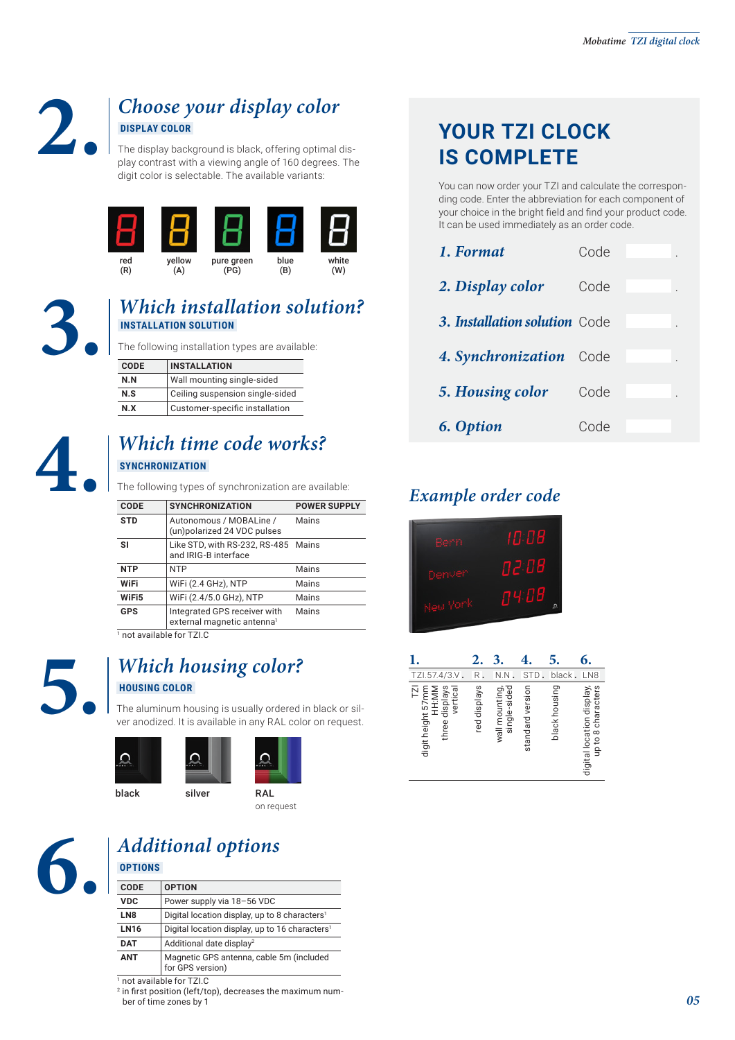## 2. *Choose your display color*

**DISPLAY COLOR**

The display background is black, offering optimal display contrast with a viewing angle of 160 degrees. The digit color is selectable. The available variants:

red (R) | yellow (A) | pure green (PG) | blue (B) | white (W)

## 3. *Which installation solution?*

**INSTALLATION SOLUTION**

The following installation types are available:

| CODE | INSTALLATION |
|---|---|
| **N.N** | Wall mounting single-sided |
| **N.S** | Ceiling suspension single-sided |
| **N.X** | Customer-specific installation |

## 4. *Which time code works?*

**SYNCHRONIZATION**

The following types of synchronization are available:

| CODE | SYNCHRONIZATION | POWER SUPPLY |
|---|---|---|
| **STD** | Autonomous / MOBALine / (un)polarized 24 VDC pulses | Mains |
| **SI** | Like STD, with RS-232, RS-485 and IRIG-B interface | Mains |
| **NTP** | NTP | Mains |
| **WiFi** | WiFi (2.4 GHz), NTP | Mains |
| **WiFi5** | WiFi (2.4/5.0 GHz), NTP | Mains |
| **GPS** | Integrated GPS receiver with external magnetic antenna[1] | Mains |

[1] not available for TZI.C

## 5. *Which housing color?*

**HOUSING COLOR**

The aluminum housing is usually ordered in black or silver anodized. It is available in any RAL color on request.

black | silver | RAL on request

## 6. *Additional options*

**OPTIONS**

| CODE | OPTION |
|---|---|
| **VDC** | Power supply via 18–56 VDC |
| **LN8** | Digital location display, up to 8 characters[1] |
| **LN16** | Digital location display, up to 16 characters[1] |
| **DAT** | Additional date display[2] |
| **ANT** | Magnetic GPS antenna, cable 5m (included for GPS version) |

[1] not available for TZI.C
[2] in first position (left/top), decreases the maximum number of time zones by 1

## YOUR TZI CLOCK IS COMPLETE

You can now order your TZI and calculate the corresponding code. Enter the abbreviation for each component of your choice in the bright field and find your product code. It can be used immediately as an order code.

| | | |
|---|---|---|
| *1. Format* | Code | . |
| *2. Display color* | Code | . |
| *3. Installation solution* | Code | . |
| *4. Synchronization* | Code | . |
| *5. Housing color* | Code | . |
| *6. Option* | Code | |

## *Example order code*

| 1. | 2. | 3. | 4. | 5. | 6. |
|---|---|---|---|---|---|
| TZI.57.4/3.V. | R. | N.N. | STD. | black. | LN8 |
| TZI digit height 57mm HH:MM three displays vertical | red displays | wall mounting, single-sided | standard version | black housing | digital location display, up to 8 characters |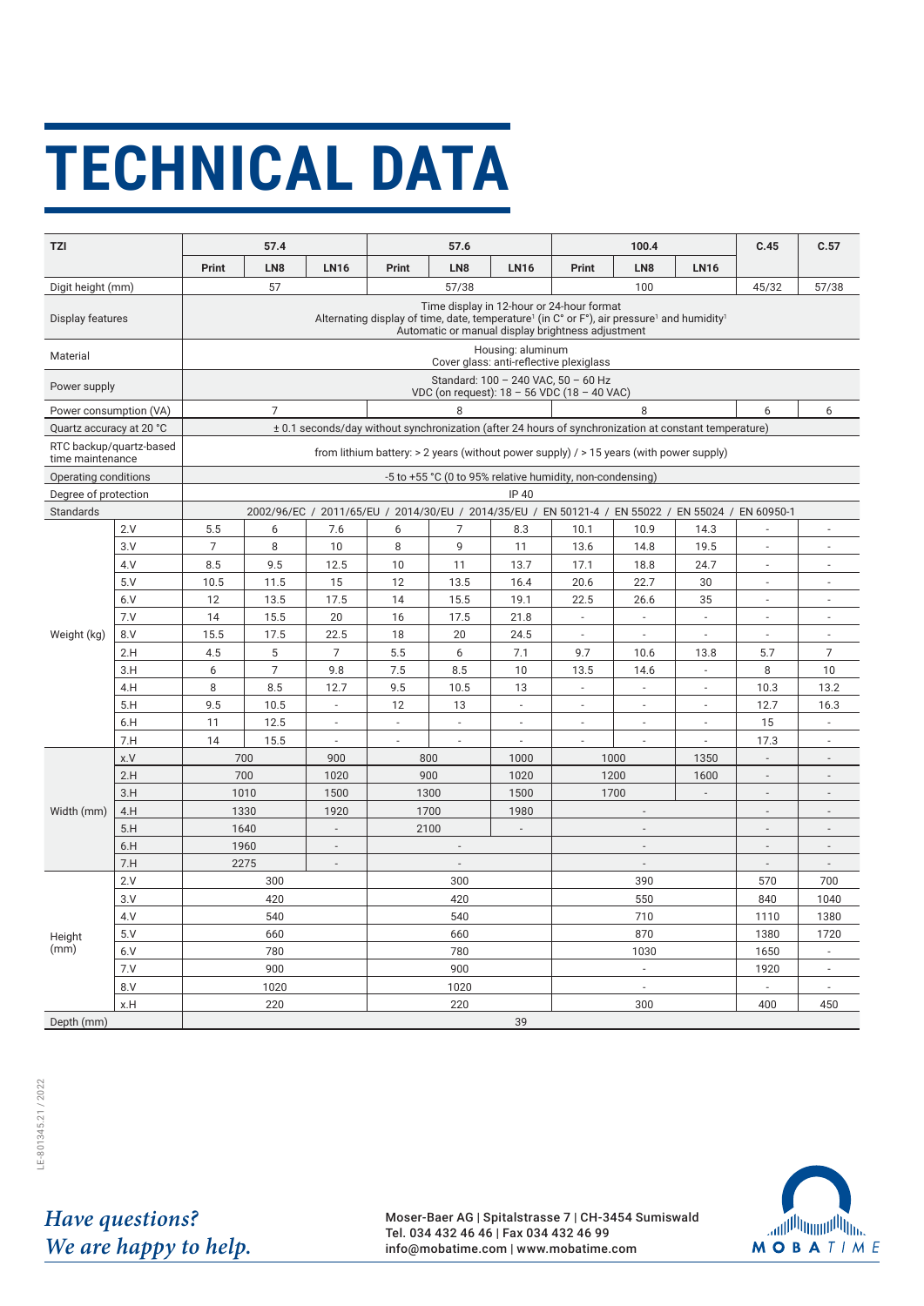# TECHNICAL DATA

| TZI | | 57.4 | | | 57.6 | | | 100.4 | | | C.45 | C.57 |
|---|---|---|---|---|---|---|---|---|---|---|---|---|
| | | Print | LN8 | LN16 | Print | LN8 | LN16 | Print | LN8 | LN16 | | |
| Digit height (mm) | | 57 | | | 57/38 | | | 100 | | | 45/32 | 57/38 |
| Display features | | Time display in 12-hour or 24-hour format<br>Alternating display of time, date, temperature[1] (in C° or F°), air pressure[1] and humidity[1]<br>Automatic or manual display brightness adjustment | | | | | | | | | | |
| Material | | Housing: aluminum<br>Cover glass: anti-reflective plexiglass | | | | | | | | | | |
| Power supply | | Standard: 100 – 240 VAC, 50 – 60 Hz<br>VDC (on request): 18 – 56 VDC (18 – 40 VAC) | | | | | | | | | | |
| Power consumption (VA) | | 7 | | | 8 | | | 8 | | | 6 | 6 |
| Quartz accuracy at 20 °C | | ± 0.1 seconds/day without synchronization (after 24 hours of synchronization at constant temperature) | | | | | | | | | | |
| RTC backup/quartz-based time maintenance | | from lithium battery: > 2 years (without power supply) / > 15 years (with power supply) | | | | | | | | | | |
| Operating conditions | | -5 to +55 °C (0 to 95% relative humidity, non-condensing) | | | | | | | | | | |
| Degree of protection | | IP 40 | | | | | | | | | | |
| Standards | | 2002/96/EC / 2011/65/EU / 2014/30/EU / 2014/35/EU / EN 50121-4 / EN 55022 / EN 55024 / EN 60950-1 | | | | | | | | | | |
| Weight (kg) | 2.V | 5.5 | 6 | 7.6 | 6 | 7 | 8.3 | 10.1 | 10.9 | 14.3 | - | - |
| | 3.V | 7 | 8 | 10 | 8 | 9 | 11 | 13.6 | 14.8 | 19.5 | - | - |
| | 4.V | 8.5 | 9.5 | 12.5 | 10 | 11 | 13.7 | 17.1 | 18.8 | 24.7 | - | - |
| | 5.V | 10.5 | 11.5 | 15 | 12 | 13.5 | 16.4 | 20.6 | 22.7 | 30 | - | - |
| | 6.V | 12 | 13.5 | 17.5 | 14 | 15.5 | 19.1 | 22.5 | 26.6 | 35 | - | - |
| | 7.V | 14 | 15.5 | 20 | 16 | 17.5 | 21.8 | - | - | - | - | - |
| | 8.V | 15.5 | 17.5 | 22.5 | 18 | 20 | 24.5 | - | - | - | - | - |
| | 2.H | 4.5 | 5 | 7 | 5.5 | 6 | 7.1 | 9.7 | 10.6 | 13.8 | 5.7 | 7 |
| | 3.H | 6 | 7 | 9.8 | 7.5 | 8.5 | 10 | 13.5 | 14.6 | - | 8 | 10 |
| | 4.H | 8 | 8.5 | 12.7 | 9.5 | 10.5 | 13 | - | - | - | 10.3 | 13.2 |
| | 5.H | 9.5 | 10.5 | - | 12 | 13 | - | - | - | - | 12.7 | 16.3 |
| | 6.H | 11 | 12.5 | - | - | - | - | - | - | - | 15 | - |
| | 7.H | 14 | 15.5 | - | - | - | - | - | - | - | 17.3 | - |
| Width (mm) | x.V | 700 | | 900 | 800 | | 1000 | 1000 | | 1350 | - | - |
| | 2.H | 700 | | 1020 | 900 | | 1020 | 1200 | | 1600 | - | - |
| | 3.H | 1010 | | 1500 | 1300 | | 1500 | 1700 | | - | - | - |
| | 4.H | 1330 | | 1920 | 1700 | | 1980 | - | | | - | - |
| | 5.H | 1640 | | - | 2100 | | - | - | | | - | - |
| | 6.H | 1960 | | - | - | | | - | | | - | - |
| | 7.H | 2275 | | - | - | | | - | | | - | - |
| Height (mm) | 2.V | 300 | | | 300 | | | 390 | | | 570 | 700 |
| | 3.V | 420 | | | 420 | | | 550 | | | 840 | 1040 |
| | 4.V | 540 | | | 540 | | | 710 | | | 1110 | 1380 |
| | 5.V | 660 | | | 660 | | | 870 | | | 1380 | 1720 |
| | 6.V | 780 | | | 780 | | | 1030 | | | 1650 | - |
| | 7.V | 900 | | | 900 | | | - | | | 1920 | - |
| | 8.V | 1020 | | | 1020 | | | - | | | - | - |
| | x.H | 220 | | | 220 | | | 300 | | | 400 | 450 |
| Depth (mm) | | 39 | | | | | | | | | | |

LE 801345.21 / 2022

*Have questions?*
*We are happy to help.*

**Moser-Baer AG | Spitalstrasse 7 | CH-3454 Sumiswald**
**Tel. 034 432 46 46 | Fax 034 432 46 99**
**info@mobatime.com | www.mobatime.com**

MOBATIME